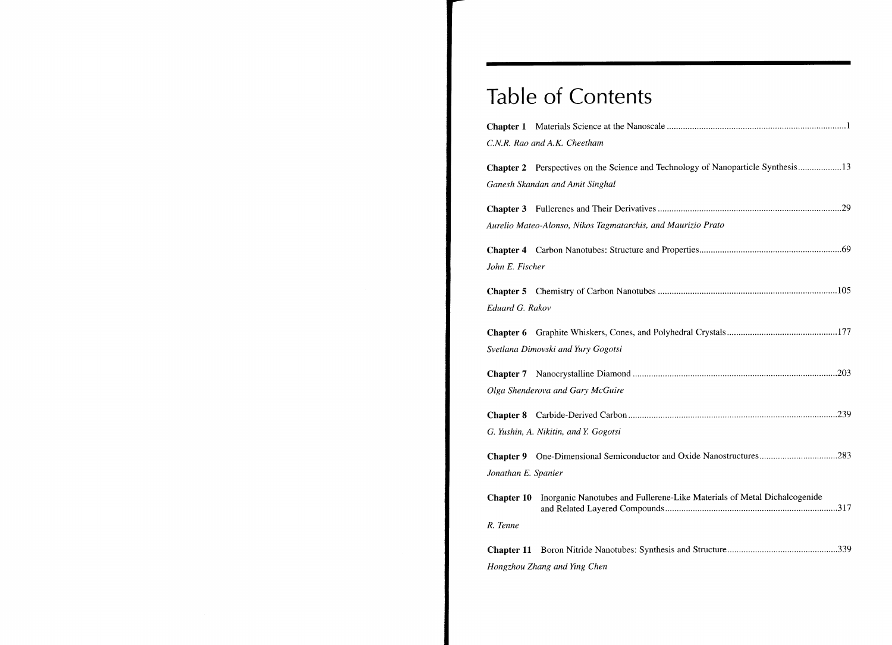# Table of Contents

**Chapter 1** Materials Science at the Nanoscale ....................................................................................1

*C.N.R. Rao and A.K. Cheetham*

**Chapter 2** Perspectives on the Science and Technology of Nanoparticle Synthesis ..................13

*Ganesh Skandan and Amit Singhal*

**Chapter 3** Fullerenes and Their Derivatives ..................................................................................29

*Aurelio Mateo-Alonso, Nikos Tagmatarchis, and Maurizio Prato*

**Chapter 4** Carbon Nanotubes: Structure and Properties................................................................69

*John E. Fischer*

**Chapter 5** Chemistry of Carbon Nanotubes ...................................................................................105

*Eduard G. Rakov*

**Chapter 6** Graphite Whiskers, Cones, and Polyhedral Crystals ...............................................177

*Svetlana Dimovski and Yury Gogotsi*

**Chapter 7** Nanocrystalline Diamond ..............................................................................................203

*Olga Shenderova and Gary McGuire*

**Chapter 8** Carbide-Derived Carbon ...............................................................................................239

*G. Yushin, A. Nikitin, and Y. Gogotsi*

**Chapter 9** One-Dimensional Semiconductor and Oxide Nanostructures.................................283

*Jonathan E. Spanier*

**Chapter 10** Inorganic Nanotubes and Fullerene-Like Materials of Metal Dichalcogenide and Related Layered Compounds .............................................................................317

*R. Tenne*

**Chapter 11** Boron Nitride Nanotubes: Synthesis and Structure ...............................................339

*Hongzhou Zhang and Ying Chen*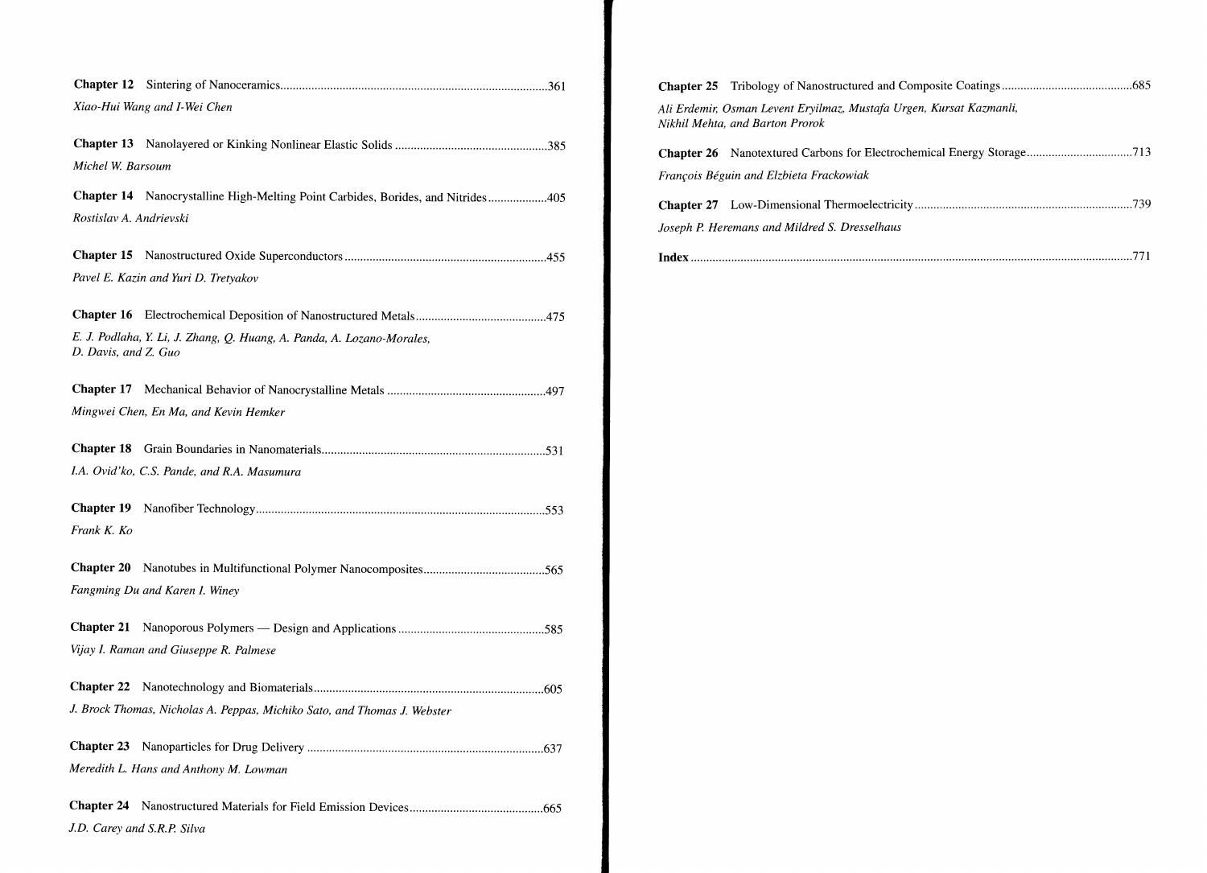**Chapter 12** Sintering of Nanoceramics....................................................................................361

*Xiao-Hui Wang and I-Wei Chen*

**Chapter 13** Nanolayered or Kinking Nonlinear Elastic Solids ................................................385

*Michel W. Barsoum*

**Chapter 14** Nanocrystalline High-Melting Point Carbides, Borides, and Nitrides...................405

*Rostislav A. Andrievski*

**Chapter 15** Nanostructured Oxide Superconductors ................................................................455

*Pavel E. Kazin and Yuri D. Tretyakov*

**Chapter 16** Electrochemical Deposition of Nanostructured Metals..........................................475

*E. J. Podlaha, Y. Li, J. Zhang, Q. Huang, A. Panda, A. Lozano-Morales, D. Davis, and Z. Guo*

**Chapter 17** Mechanical Behavior of Nanocrystalline Metals ..................................................497

*Mingwei Chen, En Ma, and Kevin Hemker*

**Chapter 18** Grain Boundaries in Nanomaterials.......................................................................531

*I.A. Ovid'ko, C.S. Pande, and R.A. Masumura*

**Chapter 19** Nanofiber Technology...........................................................................................553

*Frank K. Ko*

**Chapter 20** Nanotubes in Multifunctional Polymer Nanocomposites.......................................565

*Fangming Du and Karen I. Winey*

**Chapter 21** Nanoporous Polymers — Design and Applications ..............................................585

*Vijay I. Raman and Giuseppe R. Palmese*

**Chapter 22** Nanotechnology and Biomaterials.........................................................................605

*J. Brock Thomas, Nicholas A. Peppas, Michiko Sato, and Thomas J. Webster*

**Chapter 23** Nanoparticles for Drug Delivery ...........................................................................637

*Meredith L. Hans and Anthony M. Lowman*

**Chapter 24** Nanostructured Materials for Field Emission Devices..........................................665

*J.D. Carey and S.R.P. Silva*

**Chapter 25** Tribology of Nanostructured and Composite Coatings..........................................685

*Ali Erdemir, Osman Levent Eryilmaz, Mustafa Urgen, Kursat Kazmanli, Nikhil Mehta, and Barton Prorok*

**Chapter 26** Nanotextured Carbons for Electrochemical Energy Storage.................................713

*François Béguin and Elzbieta Frackowiak*

**Chapter 27** Low-Dimensional Thermoelectricity.....................................................................739

*Joseph P. Heremans and Mildred S. Dresselhaus*

**Index**...........................................................................................................................................771